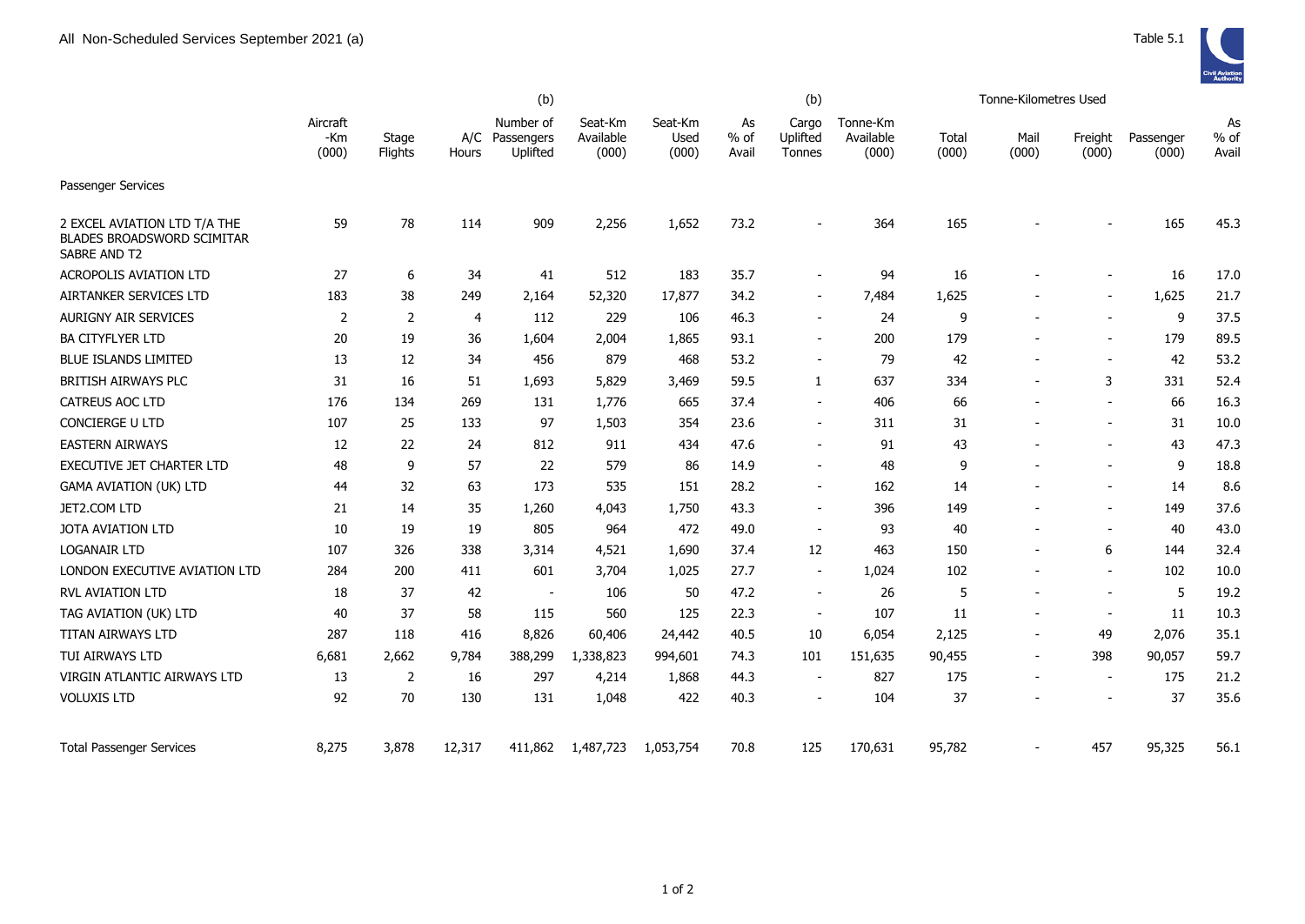All Non-Scheduled Services September 2021 (a)

Table 5.1

| | Aircraft -Km (000) | Stage Flights | A/C Hours | (b) Number of Passengers Uplifted | Seat-Km Available (000) | Seat-Km Used (000) | As % of Avail | (b) Cargo Uplifted Tonnes | Tonne-Km Available (000) | Tonne-Kilometres Used Total (000) | Mail (000) | Freight (000) | Passenger (000) | As % of Avail |
|---|---|---|---|---|---|---|---|---|---|---|---|---|---|---|
| Passenger Services | | | | | | | | | | | | | | |
| 2 EXCEL AVIATION LTD T/A THE BLADES BROADSWORD SCIMITAR SABRE AND T2 | 59 | 78 | 114 | 909 | 2,256 | 1,652 | 73.2 | - | 364 | 165 | - | - | 165 | 45.3 |
| ACROPOLIS AVIATION LTD | 27 | 6 | 34 | 41 | 512 | 183 | 35.7 | - | 94 | 16 | - | - | 16 | 17.0 |
| AIRTANKER SERVICES LTD | 183 | 38 | 249 | 2,164 | 52,320 | 17,877 | 34.2 | - | 7,484 | 1,625 | - | - | 1,625 | 21.7 |
| AURIGNY AIR SERVICES | 2 | 2 | 4 | 112 | 229 | 106 | 46.3 | - | 24 | 9 | - | - | 9 | 37.5 |
| BA CITYFLYER LTD | 20 | 19 | 36 | 1,604 | 2,004 | 1,865 | 93.1 | - | 200 | 179 | - | - | 179 | 89.5 |
| BLUE ISLANDS LIMITED | 13 | 12 | 34 | 456 | 879 | 468 | 53.2 | - | 79 | 42 | - | - | 42 | 53.2 |
| BRITISH AIRWAYS PLC | 31 | 16 | 51 | 1,693 | 5,829 | 3,469 | 59.5 | 1 | 637 | 334 | - | 3 | 331 | 52.4 |
| CATREUS AOC LTD | 176 | 134 | 269 | 131 | 1,776 | 665 | 37.4 | - | 406 | 66 | - | - | 66 | 16.3 |
| CONCIERGE U LTD | 107 | 25 | 133 | 97 | 1,503 | 354 | 23.6 | - | 311 | 31 | - | - | 31 | 10.0 |
| EASTERN AIRWAYS | 12 | 22 | 24 | 812 | 911 | 434 | 47.6 | - | 91 | 43 | - | - | 43 | 47.3 |
| EXECUTIVE JET CHARTER LTD | 48 | 9 | 57 | 22 | 579 | 86 | 14.9 | - | 48 | 9 | - | - | 9 | 18.8 |
| GAMA AVIATION (UK) LTD | 44 | 32 | 63 | 173 | 535 | 151 | 28.2 | - | 162 | 14 | - | - | 14 | 8.6 |
| JET2.COM LTD | 21 | 14 | 35 | 1,260 | 4,043 | 1,750 | 43.3 | - | 396 | 149 | - | - | 149 | 37.6 |
| JOTA AVIATION LTD | 10 | 19 | 19 | 805 | 964 | 472 | 49.0 | - | 93 | 40 | - | - | 40 | 43.0 |
| LOGANAIR LTD | 107 | 326 | 338 | 3,314 | 4,521 | 1,690 | 37.4 | 12 | 463 | 150 | - | 6 | 144 | 32.4 |
| LONDON EXECUTIVE AVIATION LTD | 284 | 200 | 411 | 601 | 3,704 | 1,025 | 27.7 | - | 1,024 | 102 | - | - | 102 | 10.0 |
| RVL AVIATION LTD | 18 | 37 | 42 | - | 106 | 50 | 47.2 | - | 26 | 5 | - | - | 5 | 19.2 |
| TAG AVIATION (UK) LTD | 40 | 37 | 58 | 115 | 560 | 125 | 22.3 | - | 107 | 11 | - | - | 11 | 10.3 |
| TITAN AIRWAYS LTD | 287 | 118 | 416 | 8,826 | 60,406 | 24,442 | 40.5 | 10 | 6,054 | 2,125 | - | 49 | 2,076 | 35.1 |
| TUI AIRWAYS LTD | 6,681 | 2,662 | 9,784 | 388,299 | 1,338,823 | 994,601 | 74.3 | 101 | 151,635 | 90,455 | - | 398 | 90,057 | 59.7 |
| VIRGIN ATLANTIC AIRWAYS LTD | 13 | 2 | 16 | 297 | 4,214 | 1,868 | 44.3 | - | 827 | 175 | - | - | 175 | 21.2 |
| VOLUXIS LTD | 92 | 70 | 130 | 131 | 1,048 | 422 | 40.3 | - | 104 | 37 | - | - | 37 | 35.6 |
| Total Passenger Services | 8,275 | 3,878 | 12,317 | 411,862 | 1,487,723 | 1,053,754 | 70.8 | 125 | 170,631 | 95,782 | - | 457 | 95,325 | 56.1 |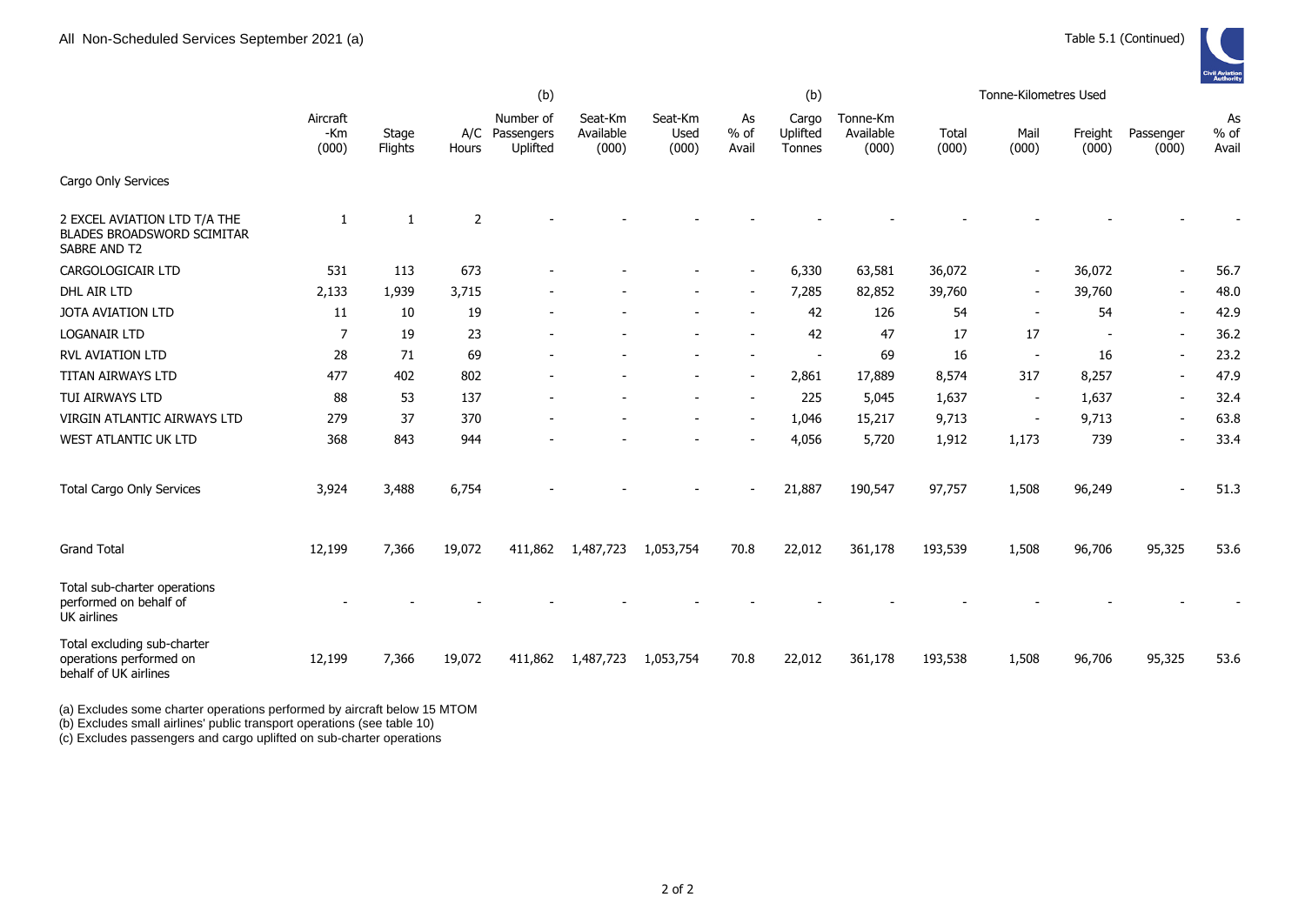All Non-Scheduled Services September 2021 (a)

Table 5.1 (Continued)

| | Aircraft -Km (000) | Stage Flights | A/C Hours | (b) Number of Passengers Uplifted | Seat-Km Available (000) | Seat-Km Used (000) | As % of Avail | (b) Cargo Uplifted Tonnes | Tonne-Km Available (000) | Tonne-Kilometres Used Total (000) | Mail (000) | Freight (000) | Passenger (000) | As % of Avail |
|---|---|---|---|---|---|---|---|---|---|---|---|---|---|---|
| Cargo Only Services | | | | | | | | | | | | | | |
| 2 EXCEL AVIATION LTD T/A THE BLADES BROADSWORD SCIMITAR SABRE AND T2 | 1 | 1 | 2 | - | - | - | - | - | - | - | - | - | - | - |
| CARGOLOGICAIR LTD | 531 | 113 | 673 | - | - | - | - | 6,330 | 63,581 | 36,072 | - | 36,072 | - | 56.7 |
| DHL AIR LTD | 2,133 | 1,939 | 3,715 | - | - | - | - | 7,285 | 82,852 | 39,760 | - | 39,760 | - | 48.0 |
| JOTA AVIATION LTD | 11 | 10 | 19 | - | - | - | - | 42 | 126 | 54 | - | 54 | - | 42.9 |
| LOGANAIR LTD | 7 | 19 | 23 | - | - | - | - | 42 | 47 | 17 | 17 | - | - | 36.2 |
| RVL AVIATION LTD | 28 | 71 | 69 | - | - | - | - | - | 69 | 16 | - | 16 | - | 23.2 |
| TITAN AIRWAYS LTD | 477 | 402 | 802 | - | - | - | - | 2,861 | 17,889 | 8,574 | 317 | 8,257 | - | 47.9 |
| TUI AIRWAYS LTD | 88 | 53 | 137 | - | - | - | - | 225 | 5,045 | 1,637 | - | 1,637 | - | 32.4 |
| VIRGIN ATLANTIC AIRWAYS LTD | 279 | 37 | 370 | - | - | - | - | 1,046 | 15,217 | 9,713 | - | 9,713 | - | 63.8 |
| WEST ATLANTIC UK LTD | 368 | 843 | 944 | - | - | - | - | 4,056 | 5,720 | 1,912 | 1,173 | 739 | - | 33.4 |
| Total Cargo Only Services | 3,924 | 3,488 | 6,754 | - | - | - | - | 21,887 | 190,547 | 97,757 | 1,508 | 96,249 | - | 51.3 |
| Grand Total | 12,199 | 7,366 | 19,072 | 411,862 | 1,487,723 | 1,053,754 | 70.8 | 22,012 | 361,178 | 193,539 | 1,508 | 96,706 | 95,325 | 53.6 |
| Total sub-charter operations performed on behalf of UK airlines | - | - | - | - | - | - | - | - | - | - | - | - | - | - |
| Total excluding sub-charter operations performed on behalf of UK airlines | 12,199 | 7,366 | 19,072 | 411,862 | 1,487,723 | 1,053,754 | 70.8 | 22,012 | 361,178 | 193,538 | 1,508 | 96,706 | 95,325 | 53.6 |

(a) Excludes some charter operations performed by aircraft below 15 MTOM
(b) Excludes small airlines' public transport operations (see table 10)
(c) Excludes passengers and cargo uplifted on sub-charter operations